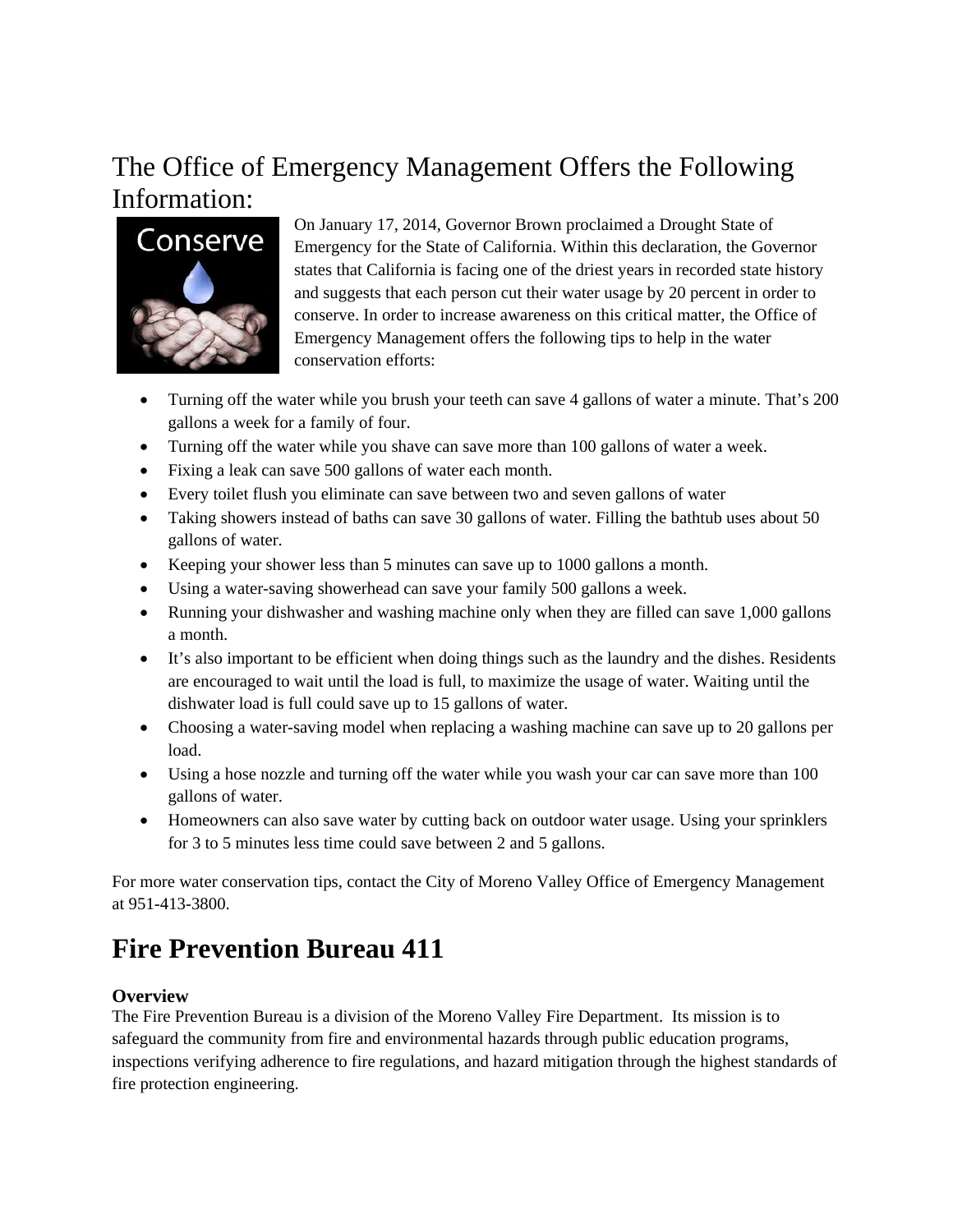# The Office of Emergency Management Offers the Following Information:

On January 17, 2014, Governor Brown proclaimed a Drought State of Emergency for the State of California. Within this declaration, the Governor states that California is facing one of the driest years in recorded state history and suggests that each person cut their water usage by 20 percent in order to conserve. In order to increase awareness on this critical matter, the Office of Emergency Management offers the following tips to help in the water conservation efforts:

- Turning off the water while you brush your teeth can save 4 gallons of water a minute. That's 200 gallons a week for a family of four.
- Turning off the water while you shave can save more than 100 gallons of water a week.
- Fixing a leak can save 500 gallons of water each month.
- Every toilet flush you eliminate can save between two and seven gallons of water
- Taking showers instead of baths can save 30 gallons of water. Filling the bathtub uses about 50 gallons of water.
- Keeping your shower less than 5 minutes can save up to 1000 gallons a month.
- Using a water-saving showerhead can save your family 500 gallons a week.
- Running your dishwasher and washing machine only when they are filled can save 1,000 gallons a month.
- It's also important to be efficient when doing things such as the laundry and the dishes. Residents are encouraged to wait until the load is full, to maximize the usage of water. Waiting until the dishwater load is full could save up to 15 gallons of water.
- Choosing a water-saving model when replacing a washing machine can save up to 20 gallons per load.
- Using a hose nozzle and turning off the water while you wash your car can save more than 100 gallons of water.
- Homeowners can also save water by cutting back on outdoor water usage. Using your sprinklers for 3 to 5 minutes less time could save between 2 and 5 gallons.

For more water conservation tips, contact the City of Moreno Valley Office of Emergency Management at 951-413-3800.

# Fire Prevention Bureau 411

**Overview**

The Fire Prevention Bureau is a division of the Moreno Valley Fire Department. Its mission is to safeguard the community from fire and environmental hazards through public education programs, inspections verifying adherence to fire regulations, and hazard mitigation through the highest standards of fire protection engineering.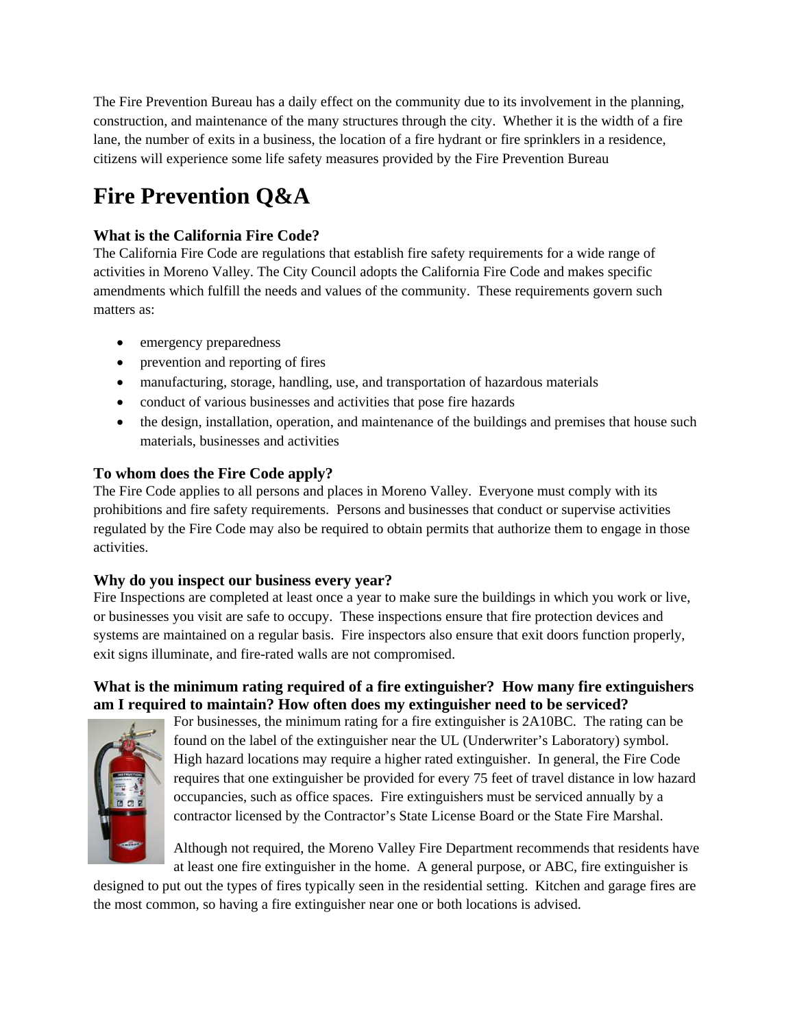The Fire Prevention Bureau has a daily effect on the community due to its involvement in the planning, construction, and maintenance of the many structures through the city. Whether it is the width of a fire lane, the number of exits in a business, the location of a fire hydrant or fire sprinklers in a residence, citizens will experience some life safety measures provided by the Fire Prevention Bureau

# Fire Prevention Q&A

### What is the California Fire Code?

The California Fire Code are regulations that establish fire safety requirements for a wide range of activities in Moreno Valley. The City Council adopts the California Fire Code and makes specific amendments which fulfill the needs and values of the community. These requirements govern such matters as:

- emergency preparedness
- prevention and reporting of fires
- manufacturing, storage, handling, use, and transportation of hazardous materials
- conduct of various businesses and activities that pose fire hazards
- the design, installation, operation, and maintenance of the buildings and premises that house such materials, businesses and activities

### To whom does the Fire Code apply?

The Fire Code applies to all persons and places in Moreno Valley. Everyone must comply with its prohibitions and fire safety requirements. Persons and businesses that conduct or supervise activities regulated by the Fire Code may also be required to obtain permits that authorize them to engage in those activities.

### Why do you inspect our business every year?

Fire Inspections are completed at least once a year to make sure the buildings in which you work or live, or businesses you visit are safe to occupy. These inspections ensure that fire protection devices and systems are maintained on a regular basis. Fire inspectors also ensure that exit doors function properly, exit signs illuminate, and fire-rated walls are not compromised.

### What is the minimum rating required of a fire extinguisher? How many fire extinguishers am I required to maintain? How often does my extinguisher need to be serviced?

For businesses, the minimum rating for a fire extinguisher is 2A10BC. The rating can be found on the label of the extinguisher near the UL (Underwriter's Laboratory) symbol. High hazard locations may require a higher rated extinguisher. In general, the Fire Code requires that one extinguisher be provided for every 75 feet of travel distance in low hazard occupancies, such as office spaces. Fire extinguishers must be serviced annually by a contractor licensed by the Contractor's State License Board or the State Fire Marshal.

Although not required, the Moreno Valley Fire Department recommends that residents have at least one fire extinguisher in the home. A general purpose, or ABC, fire extinguisher is designed to put out the types of fires typically seen in the residential setting. Kitchen and garage fires are the most common, so having a fire extinguisher near one or both locations is advised.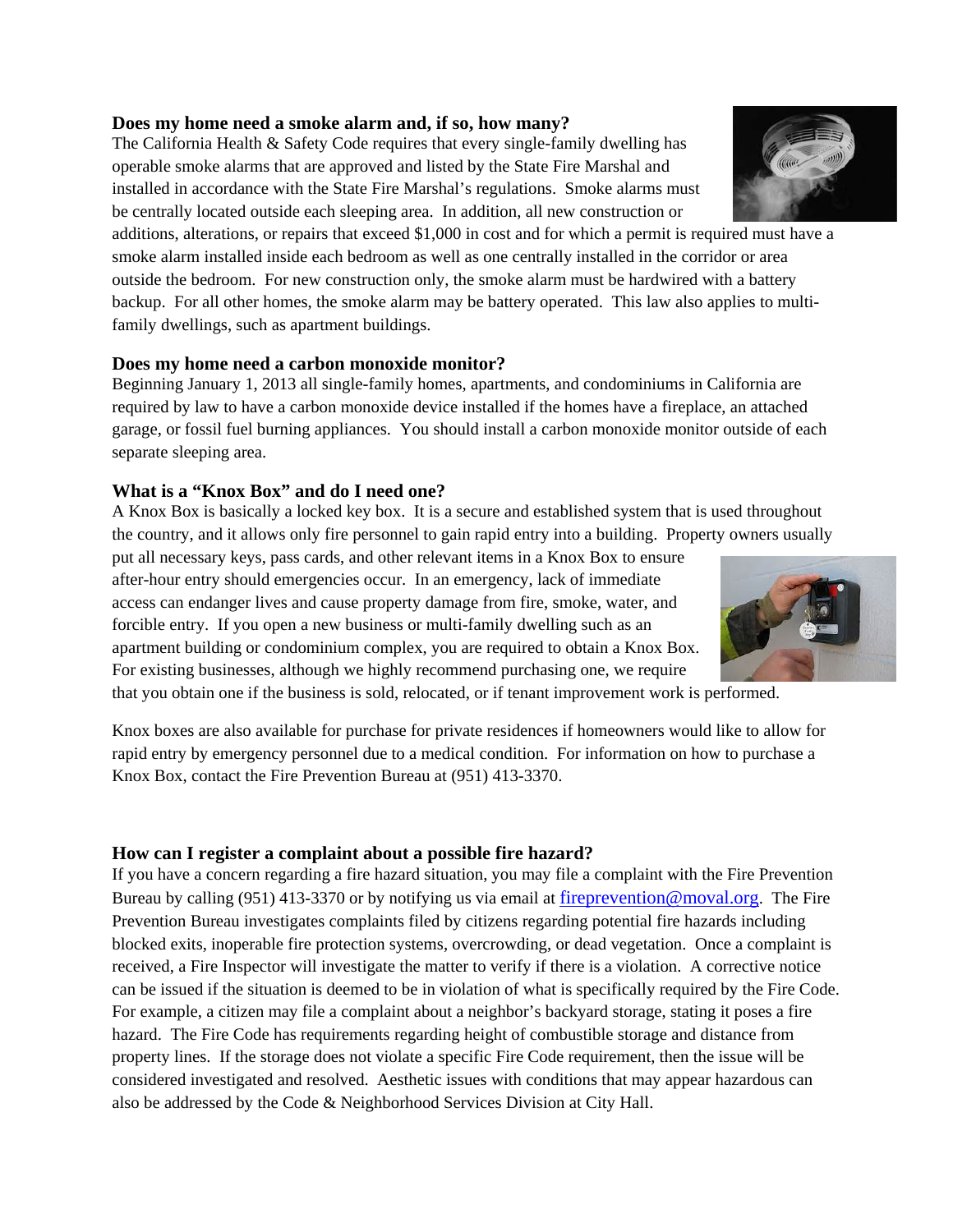### Does my home need a smoke alarm and, if so, how many?

The California Health & Safety Code requires that every single-family dwelling has operable smoke alarms that are approved and listed by the State Fire Marshal and installed in accordance with the State Fire Marshal's regulations. Smoke alarms must be centrally located outside each sleeping area. In addition, all new construction or additions, alterations, or repairs that exceed $1,000 in cost and for which a permit is required must have a smoke alarm installed inside each bedroom as well as one centrally installed in the corridor or area outside the bedroom. For new construction only, the smoke alarm must be hardwired with a battery backup. For all other homes, the smoke alarm may be battery operated. This law also applies to multi-family dwellings, such as apartment buildings.

### Does my home need a carbon monoxide monitor?

Beginning January 1, 2013 all single-family homes, apartments, and condominiums in California are required by law to have a carbon monoxide device installed if the homes have a fireplace, an attached garage, or fossil fuel burning appliances. You should install a carbon monoxide monitor outside of each separate sleeping area.

### What is a "Knox Box" and do I need one?

A Knox Box is basically a locked key box. It is a secure and established system that is used throughout the country, and it allows only fire personnel to gain rapid entry into a building. Property owners usually put all necessary keys, pass cards, and other relevant items in a Knox Box to ensure after-hour entry should emergencies occur. In an emergency, lack of immediate access can endanger lives and cause property damage from fire, smoke, water, and forcible entry. If you open a new business or multi-family dwelling such as an apartment building or condominium complex, you are required to obtain a Knox Box. For existing businesses, although we highly recommend purchasing one, we require that you obtain one if the business is sold, relocated, or if tenant improvement work is performed.

Knox boxes are also available for purchase for private residences if homeowners would like to allow for rapid entry by emergency personnel due to a medical condition. For information on how to purchase a Knox Box, contact the Fire Prevention Bureau at (951) 413-3370.

### How can I register a complaint about a possible fire hazard?

If you have a concern regarding a fire hazard situation, you may file a complaint with the Fire Prevention Bureau by calling (951) 413-3370 or by notifying us via email at [fireprevention@moval.org](mailto:fireprevention@moval.org). The Fire Prevention Bureau investigates complaints filed by citizens regarding potential fire hazards including blocked exits, inoperable fire protection systems, overcrowding, or dead vegetation. Once a complaint is received, a Fire Inspector will investigate the matter to verify if there is a violation. A corrective notice can be issued if the situation is deemed to be in violation of what is specifically required by the Fire Code. For example, a citizen may file a complaint about a neighbor's backyard storage, stating it poses a fire hazard. The Fire Code has requirements regarding height of combustible storage and distance from property lines. If the storage does not violate a specific Fire Code requirement, then the issue will be considered investigated and resolved. Aesthetic issues with conditions that may appear hazardous can also be addressed by the Code & Neighborhood Services Division at City Hall.